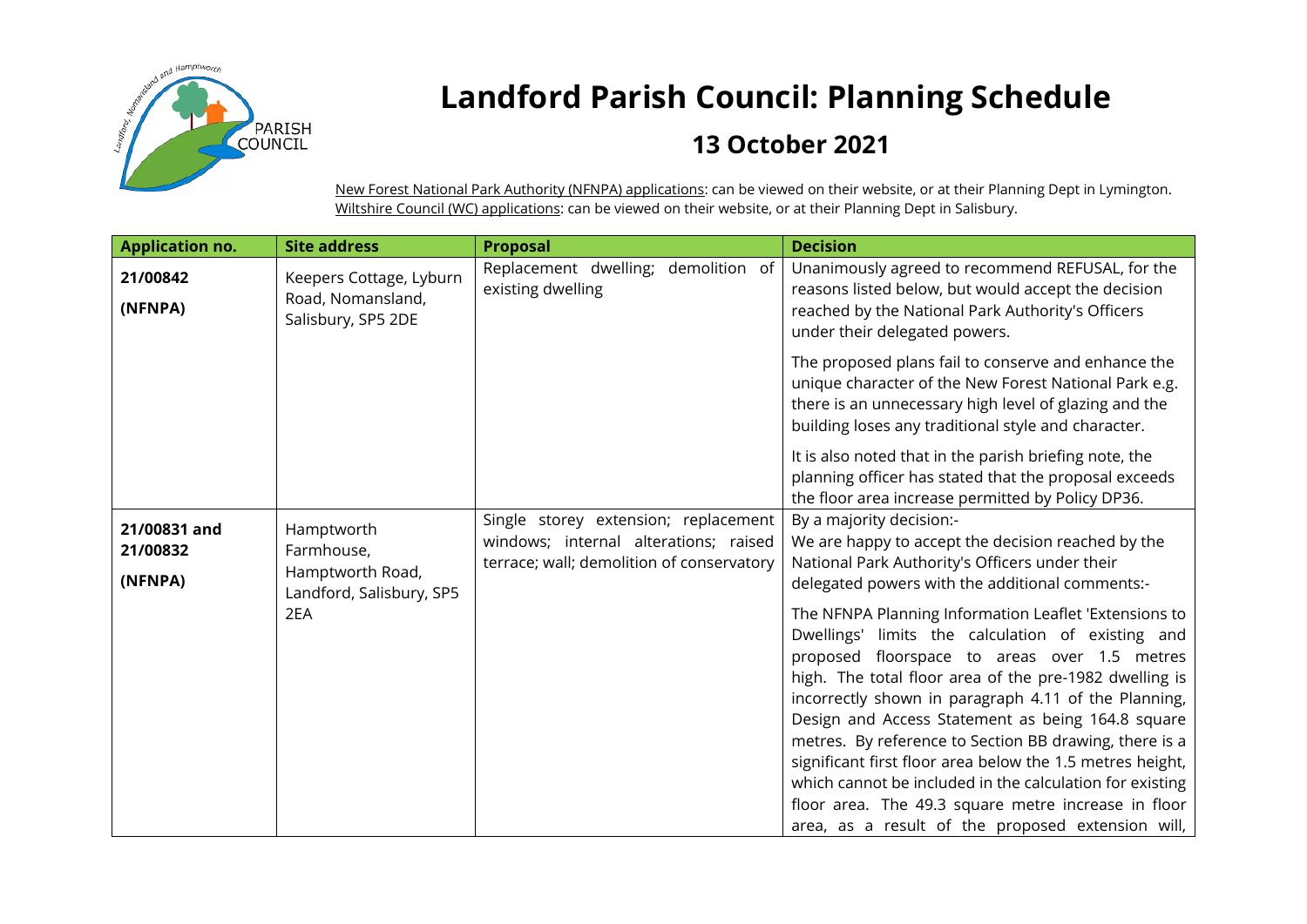# Landford Parish Council: Planning Schedule

## 13 October 2021

New Forest National Park Authority (NFNPA) applications: can be viewed on their website, or at their Planning Dept in Lymington.
Wiltshire Council (WC) applications: can be viewed on their website, or at their Planning Dept in Salisbury.

| Application no. | Site address | Proposal | Decision |
|---|---|---|---|
| **21/00842** **(NFNPA)** | Keepers Cottage, Lyburn Road, Nomansland, Salisbury, SP5 2DE | Replacement dwelling; demolition of existing dwelling | Unanimously agreed to recommend REFUSAL, for the reasons listed below, but would accept the decision reached by the National Park Authority's Officers under their delegated powers.<br><br>The proposed plans fail to conserve and enhance the unique character of the New Forest National Park e.g. there is an unnecessary high level of glazing and the building loses any traditional style and character.<br><br>It is also noted that in the parish briefing note, the planning officer has stated that the proposal exceeds the floor area increase permitted by Policy DP36. |
| **21/00831 and 21/00832** **(NFNPA)** | Hamptworth Farmhouse, Hamptworth Road, Landford, Salisbury, SP5 2EA | Single storey extension; replacement windows; internal alterations; raised terrace; wall; demolition of conservatory | By a majority decision:-<br>We are happy to accept the decision reached by the National Park Authority's Officers under their delegated powers with the additional comments:-<br><br>The NFNPA Planning Information Leaflet 'Extensions to Dwellings' limits the calculation of existing and proposed floorspace to areas over 1.5 metres high. The total floor area of the pre-1982 dwelling is incorrectly shown in paragraph 4.11 of the Planning, Design and Access Statement as being 164.8 square metres. By reference to Section BB drawing, there is a significant first floor area below the 1.5 metres height, which cannot be included in the calculation for existing floor area. The 49.3 square metre increase in floor area, as a result of the proposed extension will, |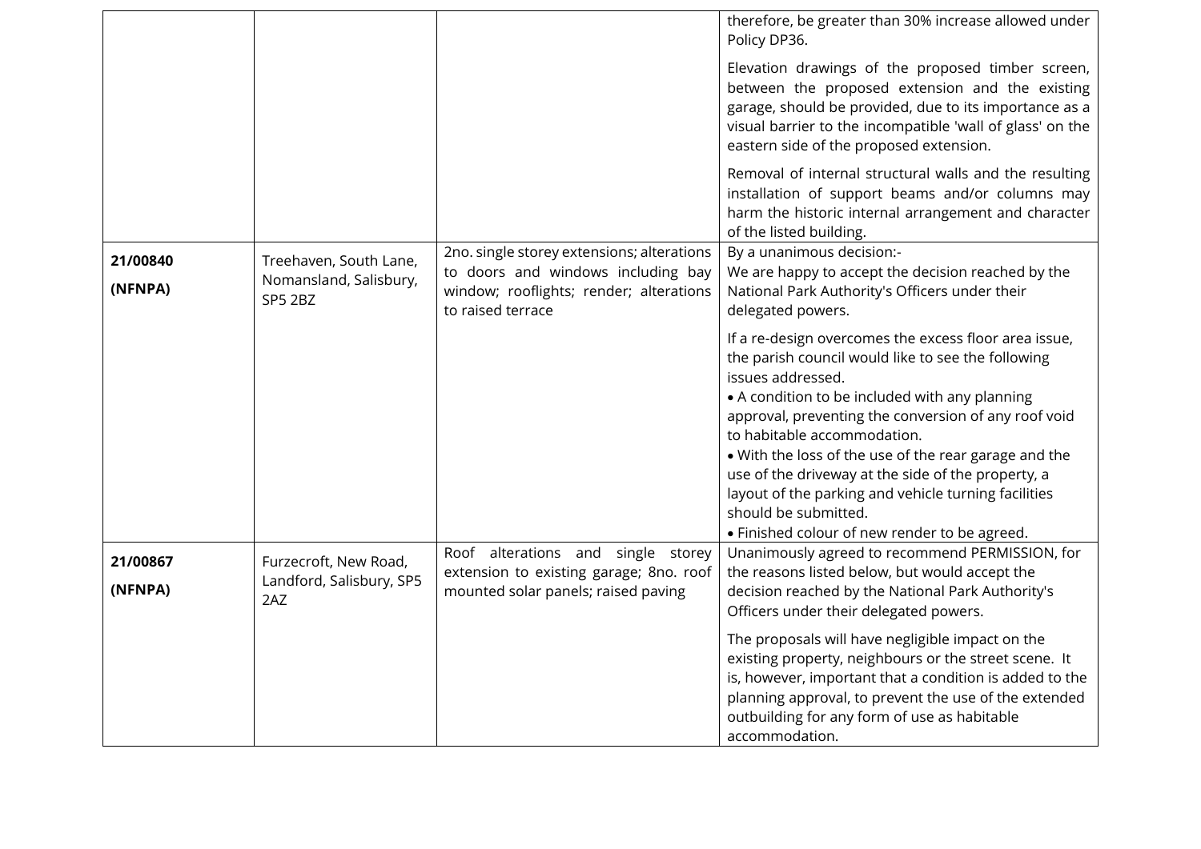| | | | |
|---|---|---|---|
| | | | therefore, be greater than 30% increase allowed under Policy DP36.<br><br>Elevation drawings of the proposed timber screen, between the proposed extension and the existing garage, should be provided, due to its importance as a visual barrier to the incompatible 'wall of glass' on the eastern side of the proposed extension.<br><br>Removal of internal structural walls and the resulting installation of support beams and/or columns may harm the historic internal arrangement and character of the listed building. |
| **21/00840**<br><br>**(NFNPA)** | Treehaven, South Lane, Nomansland, Salisbury, SP5 2BZ | 2no. single storey extensions; alterations to doors and windows including bay window; rooflights; render; alterations to raised terrace | By a unanimous decision:-<br>We are happy to accept the decision reached by the National Park Authority's Officers under their delegated powers.<br><br>If a re-design overcomes the excess floor area issue, the parish council would like to see the following issues addressed.<br>• A condition to be included with any planning approval, preventing the conversion of any roof void to habitable accommodation.<br>• With the loss of the use of the rear garage and the use of the driveway at the side of the property, a layout of the parking and vehicle turning facilities should be submitted.<br>• Finished colour of new render to be agreed. |
| **21/00867**<br><br>**(NFNPA)** | Furzecroft, New Road, Landford, Salisbury, SP5 2AZ | Roof alterations and single storey extension to existing garage; 8no. roof mounted solar panels; raised paving | Unanimously agreed to recommend PERMISSION, for the reasons listed below, but would accept the decision reached by the National Park Authority's Officers under their delegated powers.<br><br>The proposals will have negligible impact on the existing property, neighbours or the street scene. It is, however, important that a condition is added to the planning approval, to prevent the use of the extended outbuilding for any form of use as habitable accommodation. |